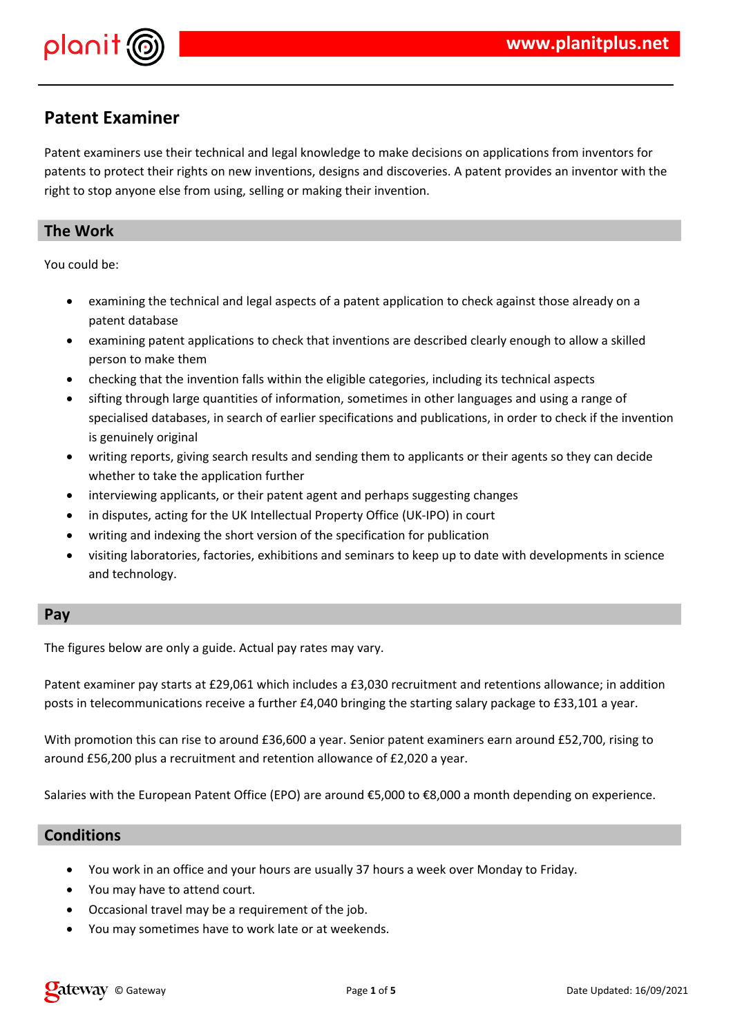# Patent Examiner

Patent examiners use their technical and legal knowledge to make decisions on applications from inventors for patents to protect their rights on new inventions, designs and discoveries. A patent provides an inventor with the right to stop anyone else from using, selling or making their invention.

## The Work

You could be:

- examining the technical and legal aspects of a patent application to check against those already on a patent database
- examining patent applications to check that inventions are described clearly enough to allow a skilled person to make them
- checking that the invention falls within the eligible categories, including its technical aspects
- sifting through large quantities of information, sometimes in other languages and using a range of specialised databases, in search of earlier specifications and publications, in order to check if the invention is genuinely original
- writing reports, giving search results and sending them to applicants or their agents so they can decide whether to take the application further
- interviewing applicants, or their patent agent and perhaps suggesting changes
- in disputes, acting for the UK Intellectual Property Office (UK-IPO) in court
- writing and indexing the short version of the specification for publication
- visiting laboratories, factories, exhibitions and seminars to keep up to date with developments in science and technology.

## Pay

The figures below are only a guide. Actual pay rates may vary.

Patent examiner pay starts at £29,061 which includes a £3,030 recruitment and retentions allowance; in addition posts in telecommunications receive a further £4,040 bringing the starting salary package to £33,101 a year.

With promotion this can rise to around £36,600 a year. Senior patent examiners earn around £52,700, rising to around £56,200 plus a recruitment and retention allowance of £2,020 a year.

Salaries with the European Patent Office (EPO) are around €5,000 to €8,000 a month depending on experience.

## Conditions

- You work in an office and your hours are usually 37 hours a week over Monday to Friday.
- You may have to attend court.
- Occasional travel may be a requirement of the job.
- You may sometimes have to work late or at weekends.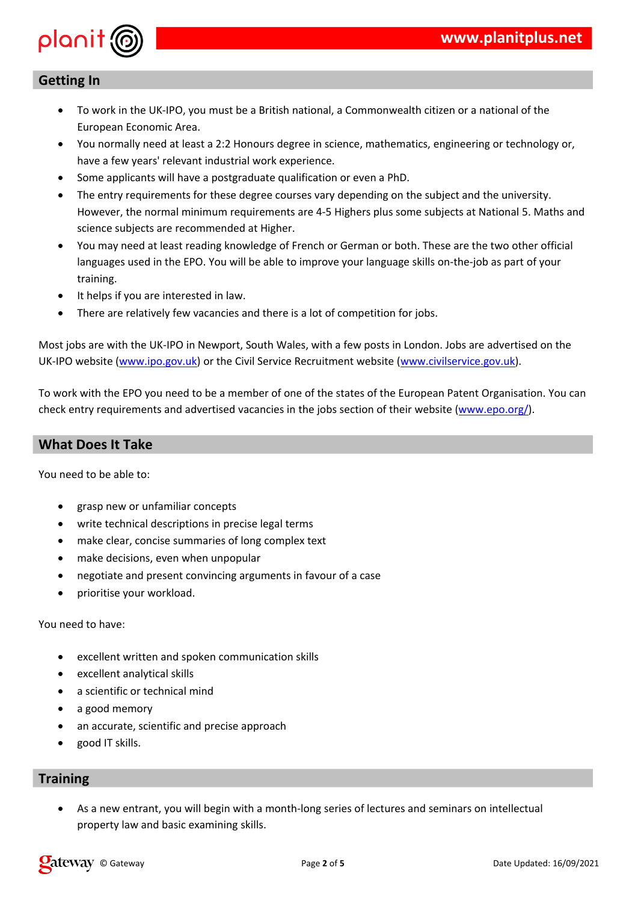## Getting In

- To work in the UK-IPO, you must be a British national, a Commonwealth citizen or a national of the European Economic Area.
- You normally need at least a 2:2 Honours degree in science, mathematics, engineering or technology or, have a few years' relevant industrial work experience.
- Some applicants will have a postgraduate qualification or even a PhD.
- The entry requirements for these degree courses vary depending on the subject and the university. However, the normal minimum requirements are 4-5 Highers plus some subjects at National 5. Maths and science subjects are recommended at Higher.
- You may need at least reading knowledge of French or German or both. These are the two other official languages used in the EPO. You will be able to improve your language skills on-the-job as part of your training.
- It helps if you are interested in law.
- There are relatively few vacancies and there is a lot of competition for jobs.

Most jobs are with the UK-IPO in Newport, South Wales, with a few posts in London. Jobs are advertised on the UK-IPO website (www.ipo.gov.uk) or the Civil Service Recruitment website (www.civilservice.gov.uk).

To work with the EPO you need to be a member of one of the states of the European Patent Organisation. You can check entry requirements and advertised vacancies in the jobs section of their website (www.epo.org/).

## What Does It Take

You need to be able to:

- grasp new or unfamiliar concepts
- write technical descriptions in precise legal terms
- make clear, concise summaries of long complex text
- make decisions, even when unpopular
- negotiate and present convincing arguments in favour of a case
- prioritise your workload.

You need to have:

- excellent written and spoken communication skills
- excellent analytical skills
- a scientific or technical mind
- a good memory
- an accurate, scientific and precise approach
- good IT skills.

## Training

- As a new entrant, you will begin with a month-long series of lectures and seminars on intellectual property law and basic examining skills.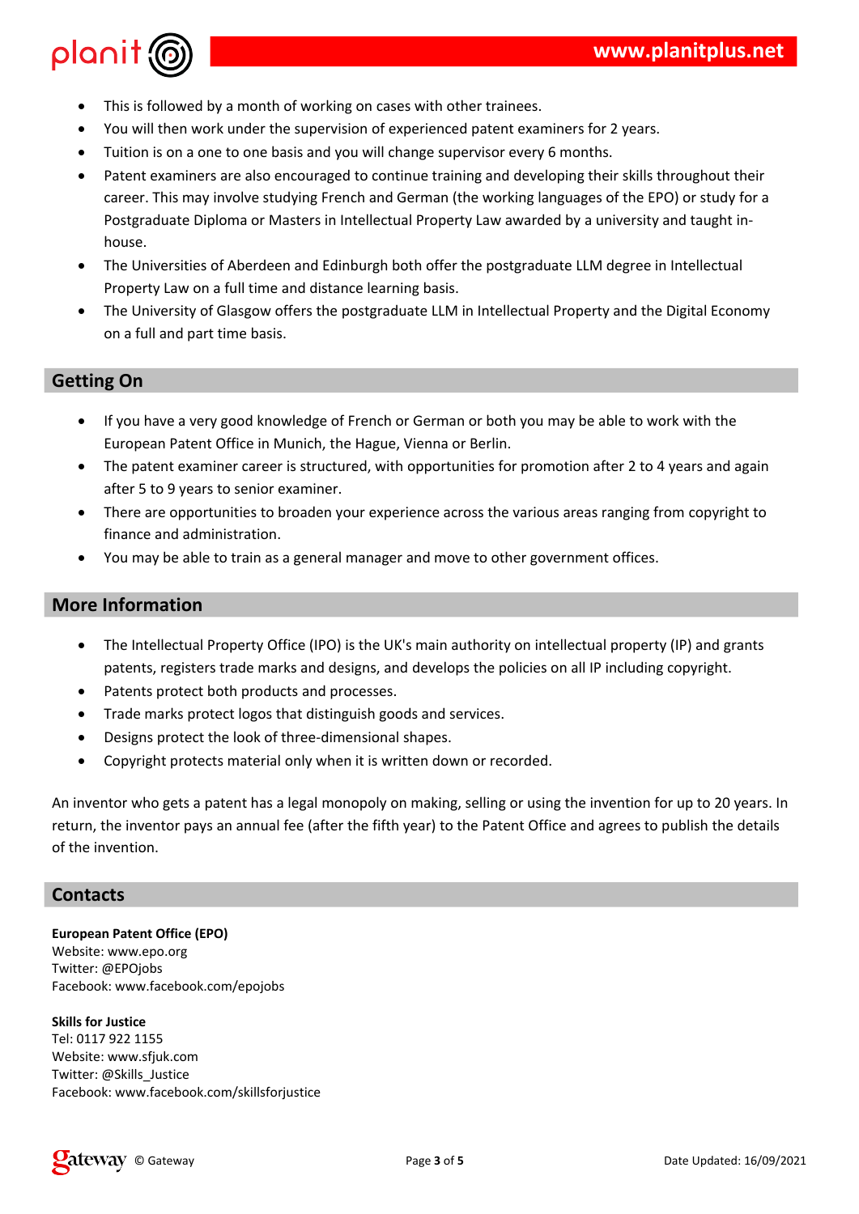- This is followed by a month of working on cases with other trainees.
- You will then work under the supervision of experienced patent examiners for 2 years.
- Tuition is on a one to one basis and you will change supervisor every 6 months.
- Patent examiners are also encouraged to continue training and developing their skills throughout their career. This may involve studying French and German (the working languages of the EPO) or study for a Postgraduate Diploma or Masters in Intellectual Property Law awarded by a university and taught in-house.
- The Universities of Aberdeen and Edinburgh both offer the postgraduate LLM degree in Intellectual Property Law on a full time and distance learning basis.
- The University of Glasgow offers the postgraduate LLM in Intellectual Property and the Digital Economy on a full and part time basis.

## Getting On

- If you have a very good knowledge of French or German or both you may be able to work with the European Patent Office in Munich, the Hague, Vienna or Berlin.
- The patent examiner career is structured, with opportunities for promotion after 2 to 4 years and again after 5 to 9 years to senior examiner.
- There are opportunities to broaden your experience across the various areas ranging from copyright to finance and administration.
- You may be able to train as a general manager and move to other government offices.

## More Information

- The Intellectual Property Office (IPO) is the UK's main authority on intellectual property (IP) and grants patents, registers trade marks and designs, and develops the policies on all IP including copyright.
- Patents protect both products and processes.
- Trade marks protect logos that distinguish goods and services.
- Designs protect the look of three-dimensional shapes.
- Copyright protects material only when it is written down or recorded.

An inventor who gets a patent has a legal monopoly on making, selling or using the invention for up to 20 years. In return, the inventor pays an annual fee (after the fifth year) to the Patent Office and agrees to publish the details of the invention.

## Contacts

**European Patent Office (EPO)**
Website: www.epo.org
Twitter: @EPOjobs
Facebook: www.facebook.com/epojobs

**Skills for Justice**
Tel: 0117 922 1155
Website: www.sfjuk.com
Twitter: @Skills_Justice
Facebook: www.facebook.com/skillsforjustice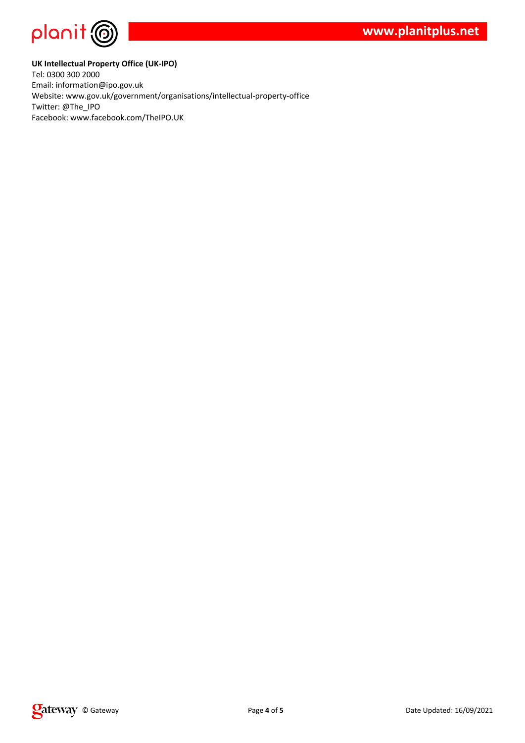**UK Intellectual Property Office (UK-IPO)**
Tel: 0300 300 2000
Email: information@ipo.gov.uk
Website: www.gov.uk/government/organisations/intellectual-property-office
Twitter: @The_IPO
Facebook: www.facebook.com/TheIPO.UK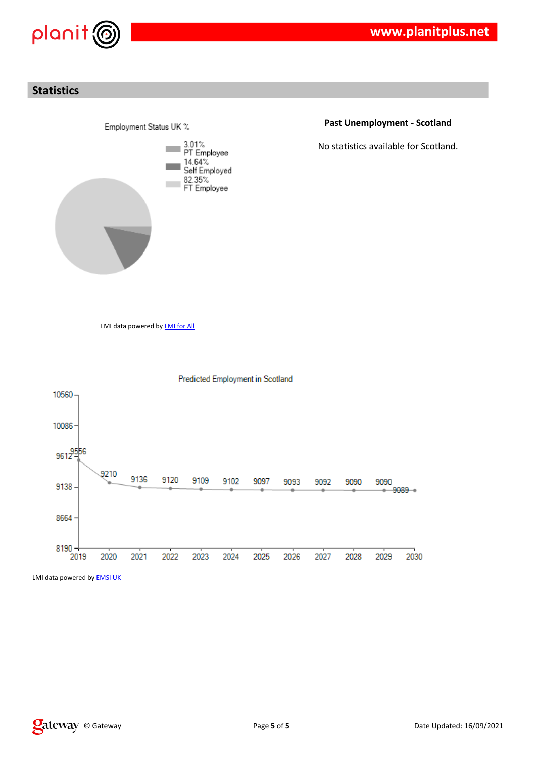## Statistics

Employment Status UK %

3.01%
PT Employee
14.64%
Self Employed
82.35%
FT Employee

LMI data powered by [LMI for All](LMI for All)

### Past Unemployment - Scotland

No statistics available for Scotland.

Predicted Employment in Scotland

10560
10086
9612
9138
8664
8190

9556
9210
9136
9120
9109
9102
9097
9093
9092
9090
9090
9089

2019 2020 2021 2022 2023 2024 2025 2026 2027 2028 2029 2030

LMI data powered by [EMSI UK](EMSI UK)